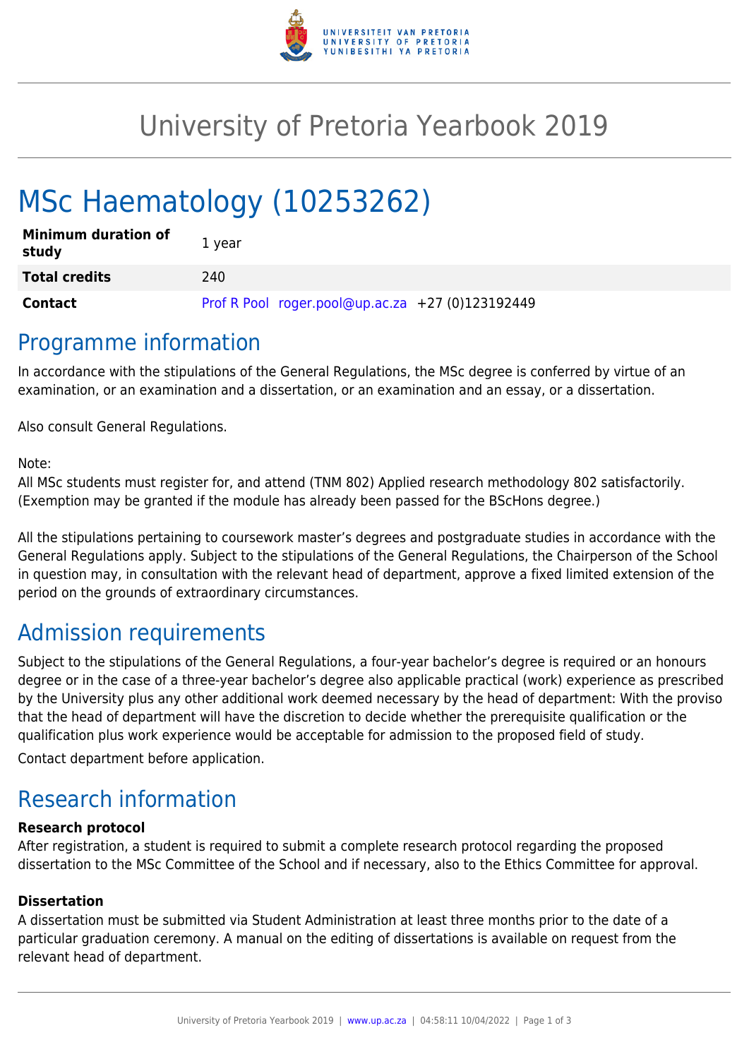# University of Pretoria Yearbook 2019

# MSc Haematology (10253262)

| | |
|---|---|
| **Minimum duration of study** | 1 year |
| **Total credits** | 240 |
| **Contact** | Prof R Pool roger.pool@up.ac.za +27 (0)123192449 |

## Programme information

In accordance with the stipulations of the General Regulations, the MSc degree is conferred by virtue of an examination, or an examination and a dissertation, or an examination and an essay, or a dissertation.

Also consult General Regulations.

Note:
All MSc students must register for, and attend (TNM 802) Applied research methodology 802 satisfactorily. (Exemption may be granted if the module has already been passed for the BScHons degree.)

All the stipulations pertaining to coursework master's degrees and postgraduate studies in accordance with the General Regulations apply. Subject to the stipulations of the General Regulations, the Chairperson of the School in question may, in consultation with the relevant head of department, approve a fixed limited extension of the period on the grounds of extraordinary circumstances.

## Admission requirements

Subject to the stipulations of the General Regulations, a four-year bachelor's degree is required or an honours degree or in the case of a three-year bachelor's degree also applicable practical (work) experience as prescribed by the University plus any other additional work deemed necessary by the head of department: With the proviso that the head of department will have the discretion to decide whether the prerequisite qualification or the qualification plus work experience would be acceptable for admission to the proposed field of study.

Contact department before application.

## Research information

**Research protocol**
After registration, a student is required to submit a complete research protocol regarding the proposed dissertation to the MSc Committee of the School and if necessary, also to the Ethics Committee for approval.

**Dissertation**
A dissertation must be submitted via Student Administration at least three months prior to the date of a particular graduation ceremony. A manual on the editing of dissertations is available on request from the relevant head of department.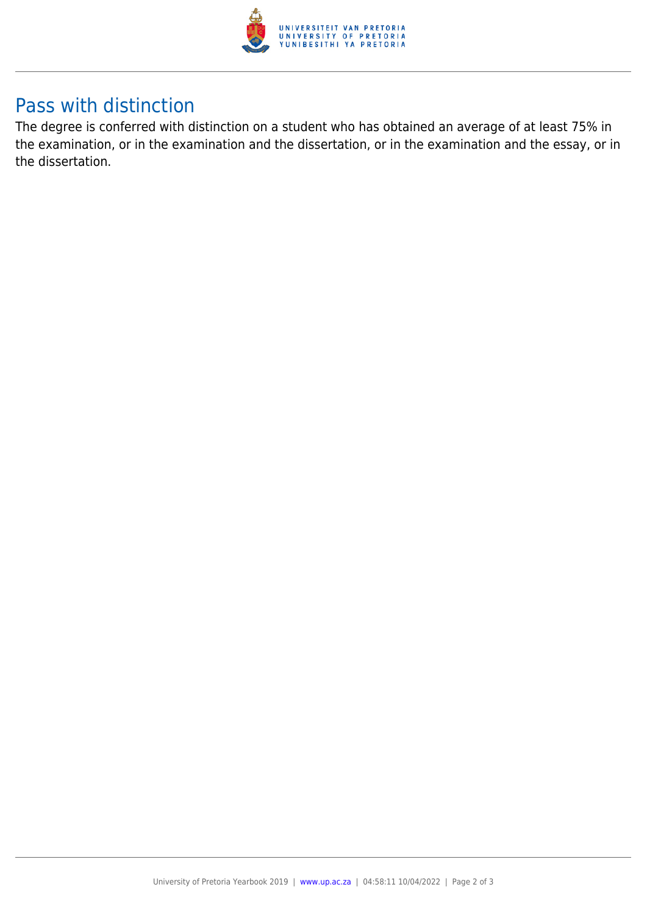## Pass with distinction

The degree is conferred with distinction on a student who has obtained an average of at least 75% in the examination, or in the examination and the dissertation, or in the examination and the essay, or in the dissertation.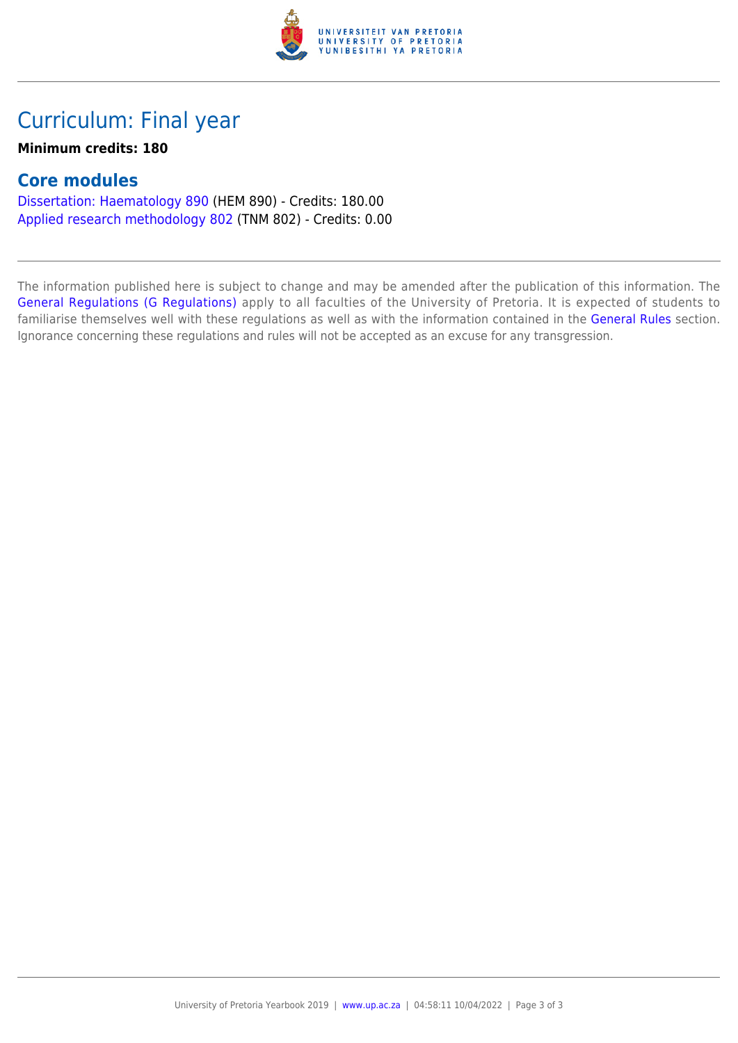# Curriculum: Final year

**Minimum credits: 180**

## Core modules

Dissertation: Haematology 890 (HEM 890) - Credits: 180.00
Applied research methodology 802 (TNM 802) - Credits: 0.00

The information published here is subject to change and may be amended after the publication of this information. The General Regulations (G Regulations) apply to all faculties of the University of Pretoria. It is expected of students to familiarise themselves well with these regulations as well as with the information contained in the General Rules section. Ignorance concerning these regulations and rules will not be accepted as an excuse for any transgression.